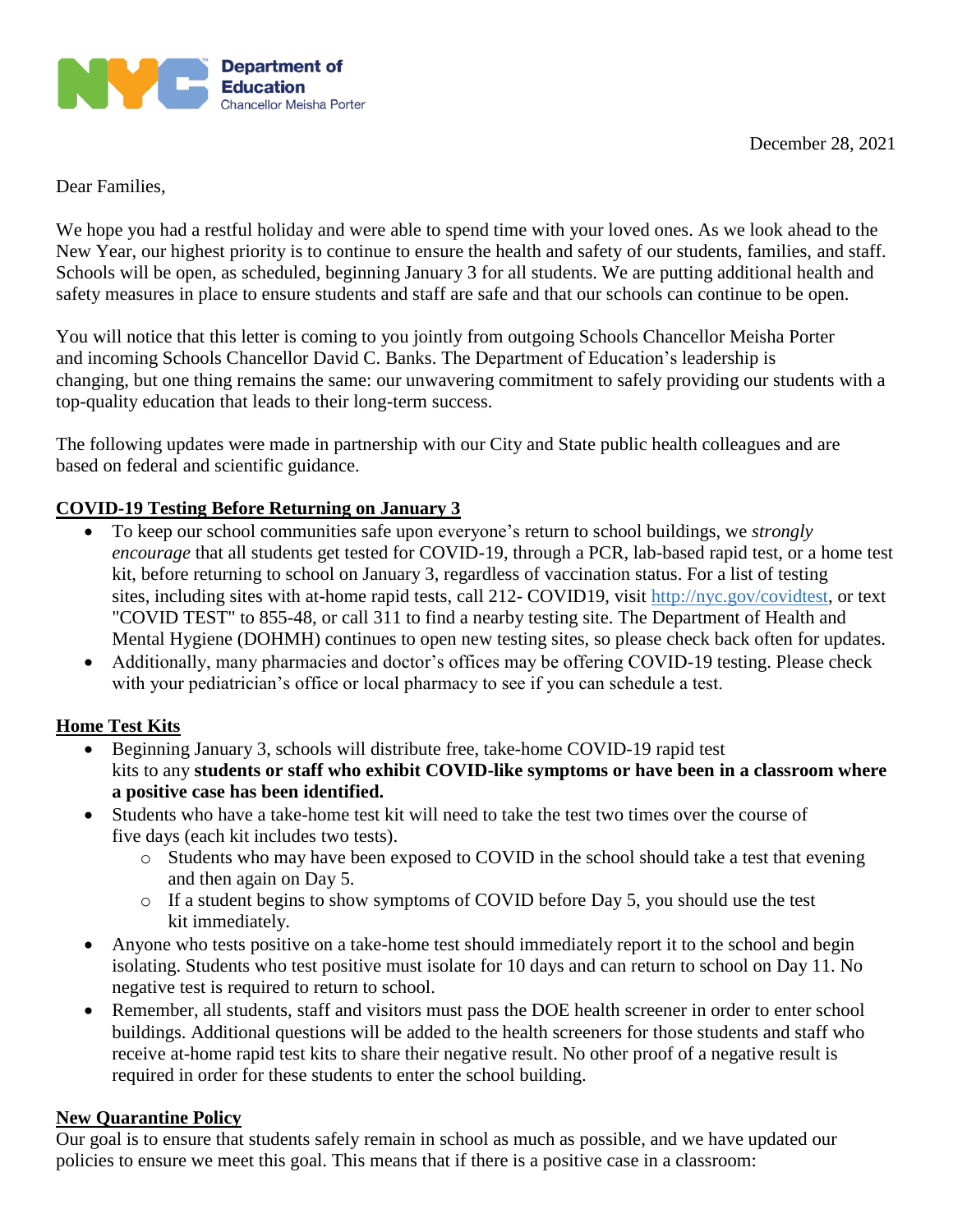Department of Education
Chancellor Meisha Porter

December 28, 2021

Dear Families,

We hope you had a restful holiday and were able to spend time with your loved ones. As we look ahead to the New Year, our highest priority is to continue to ensure the health and safety of our students, families, and staff. Schools will be open, as scheduled, beginning January 3 for all students. We are putting additional health and safety measures in place to ensure students and staff are safe and that our schools can continue to be open.

You will notice that this letter is coming to you jointly from outgoing Schools Chancellor Meisha Porter and incoming Schools Chancellor David C. Banks. The Department of Education's leadership is changing, but one thing remains the same: our unwavering commitment to safely providing our students with a top-quality education that leads to their long-term success.

The following updates were made in partnership with our City and State public health colleagues and are based on federal and scientific guidance.

**COVID-19 Testing Before Returning on January 3**

- To keep our school communities safe upon everyone's return to school buildings, we *strongly encourage* that all students get tested for COVID-19, through a PCR, lab-based rapid test, or a home test kit, before returning to school on January 3, regardless of vaccination status. For a list of testing sites, including sites with at-home rapid tests, call 212- COVID19, visit [http://nyc.gov/covidtest](http://nyc.gov/covidtest), or text "COVID TEST" to 855-48, or call 311 to find a nearby testing site. The Department of Health and Mental Hygiene (DOHMH) continues to open new testing sites, so please check back often for updates.
- Additionally, many pharmacies and doctor's offices may be offering COVID-19 testing. Please check with your pediatrician's office or local pharmacy to see if you can schedule a test.

**Home Test Kits**

- Beginning January 3, schools will distribute free, take-home COVID-19 rapid test kits to any **students or staff who exhibit COVID-like symptoms or have been in a classroom where a positive case has been identified.**
- Students who have a take-home test kit will need to take the test two times over the course of five days (each kit includes two tests).
  - Students who may have been exposed to COVID in the school should take a test that evening and then again on Day 5.
  - If a student begins to show symptoms of COVID before Day 5, you should use the test kit immediately.
- Anyone who tests positive on a take-home test should immediately report it to the school and begin isolating. Students who test positive must isolate for 10 days and can return to school on Day 11. No negative test is required to return to school.
- Remember, all students, staff and visitors must pass the DOE health screener in order to enter school buildings. Additional questions will be added to the health screeners for those students and staff who receive at-home rapid test kits to share their negative result. No other proof of a negative result is required in order for these students to enter the school building.

**New Quarantine Policy**

Our goal is to ensure that students safely remain in school as much as possible, and we have updated our policies to ensure we meet this goal. This means that if there is a positive case in a classroom: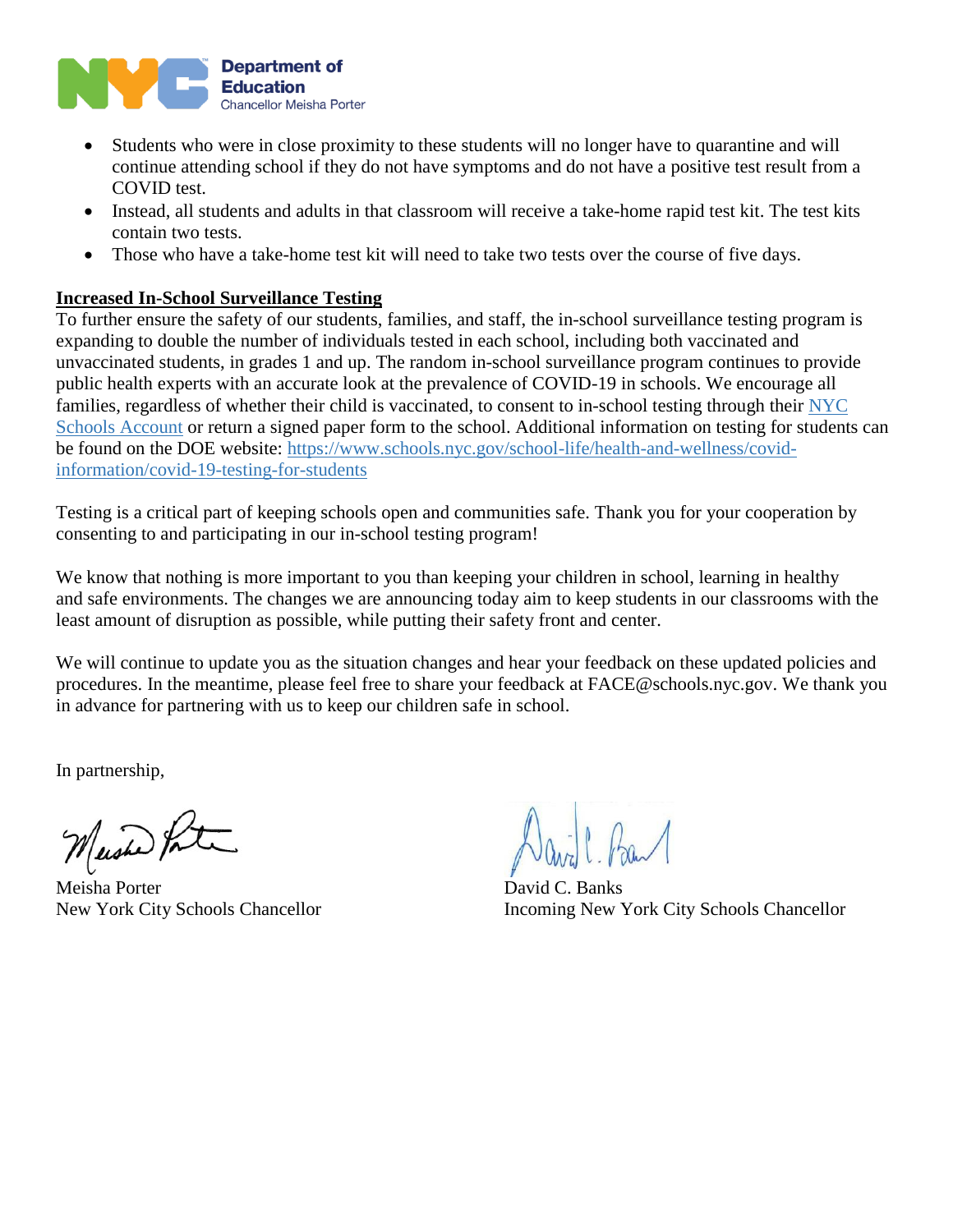- Students who were in close proximity to these students will no longer have to quarantine and will continue attending school if they do not have symptoms and do not have a positive test result from a COVID test.
- Instead, all students and adults in that classroom will receive a take-home rapid test kit. The test kits contain two tests.
- Those who have a take-home test kit will need to take two tests over the course of five days.

**Increased In-School Surveillance Testing**

To further ensure the safety of our students, families, and staff, the in-school surveillance testing program is expanding to double the number of individuals tested in each school, including both vaccinated and unvaccinated students, in grades 1 and up. The random in-school surveillance program continues to provide public health experts with an accurate look at the prevalence of COVID-19 in schools. We encourage all families, regardless of whether their child is vaccinated, to consent to in-school testing through their NYC Schools Account or return a signed paper form to the school. Additional information on testing for students can be found on the DOE website: https://www.schools.nyc.gov/school-life/health-and-wellness/covid-information/covid-19-testing-for-students

Testing is a critical part of keeping schools open and communities safe. Thank you for your cooperation by consenting to and participating in our in-school testing program!

We know that nothing is more important to you than keeping your children in school, learning in healthy and safe environments. The changes we are announcing today aim to keep students in our classrooms with the least amount of disruption as possible, while putting their safety front and center.

We will continue to update you as the situation changes and hear your feedback on these updated policies and procedures. In the meantime, please feel free to share your feedback at FACE@schools.nyc.gov. We thank you in advance for partnering with us to keep our children safe in school.

In partnership,

Meisha Porter
New York City Schools Chancellor

David C. Banks
Incoming New York City Schools Chancellor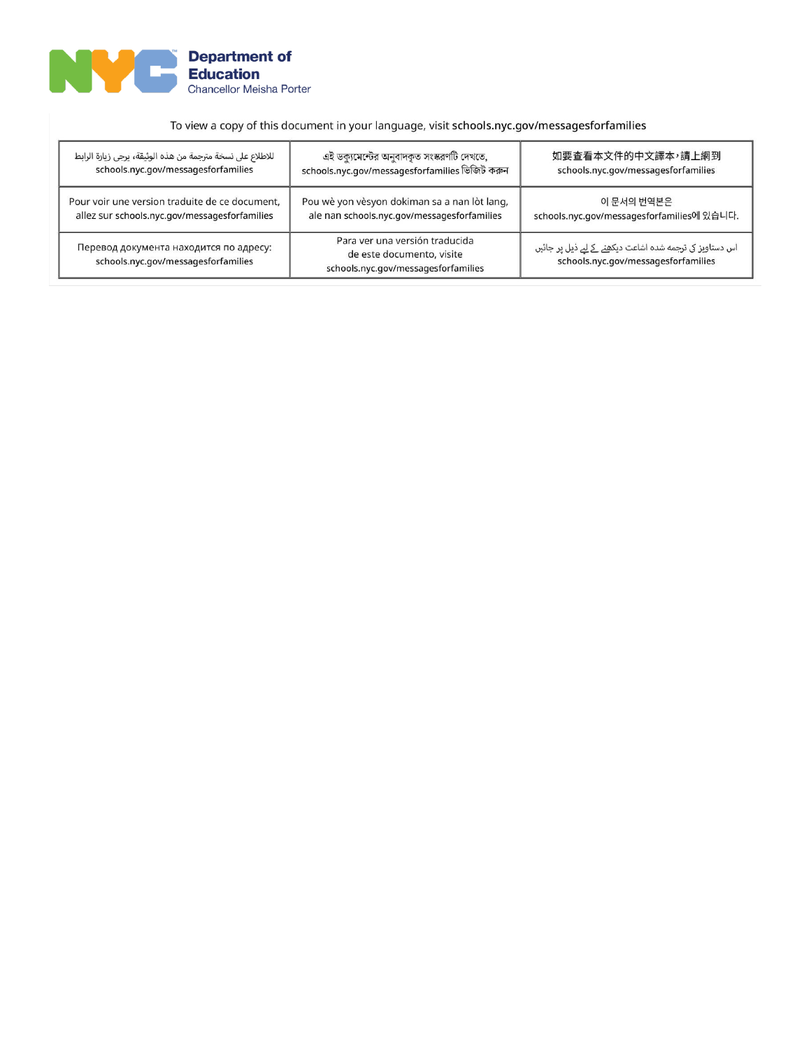Department of Education
Chancellor Meisha Porter

To view a copy of this document in your language, visit **schools.nyc.gov/messagesforfamilies**

| | | |
|---|---|---|
| للاطلاع على نسخة مترجمة من هذه الوثيقة، يرجى زيارة الرابط schools.nyc.gov/messagesforfamilies | এই ডকুমেন্টের অনুবাদকৃত সংস্করণটি দেখতে, schools.nyc.gov/messagesforfamilies ভিজিট করুন | 如要查看本文件的中文譯本，請上網到 schools.nyc.gov/messagesforfamilies |
| Pour voir une version traduite de ce document, allez sur schools.nyc.gov/messagesforfamilies | Pou wè yon vèsyon dokiman sa a nan lòt lang, ale nan schools.nyc.gov/messagesforfamilies | 이 문서의 번역본은 schools.nyc.gov/messagesforfamilies에 있습니다. |
| Перевод документа находится по адресу: schools.nyc.gov/messagesforfamilies | Para ver una versión traducida de este documento, visite schools.nyc.gov/messagesforfamilies | اس دستاویز کی ترجمہ شدہ اشاعت دیکھنے کے لیے ذیل پر جائیں schools.nyc.gov/messagesforfamilies |